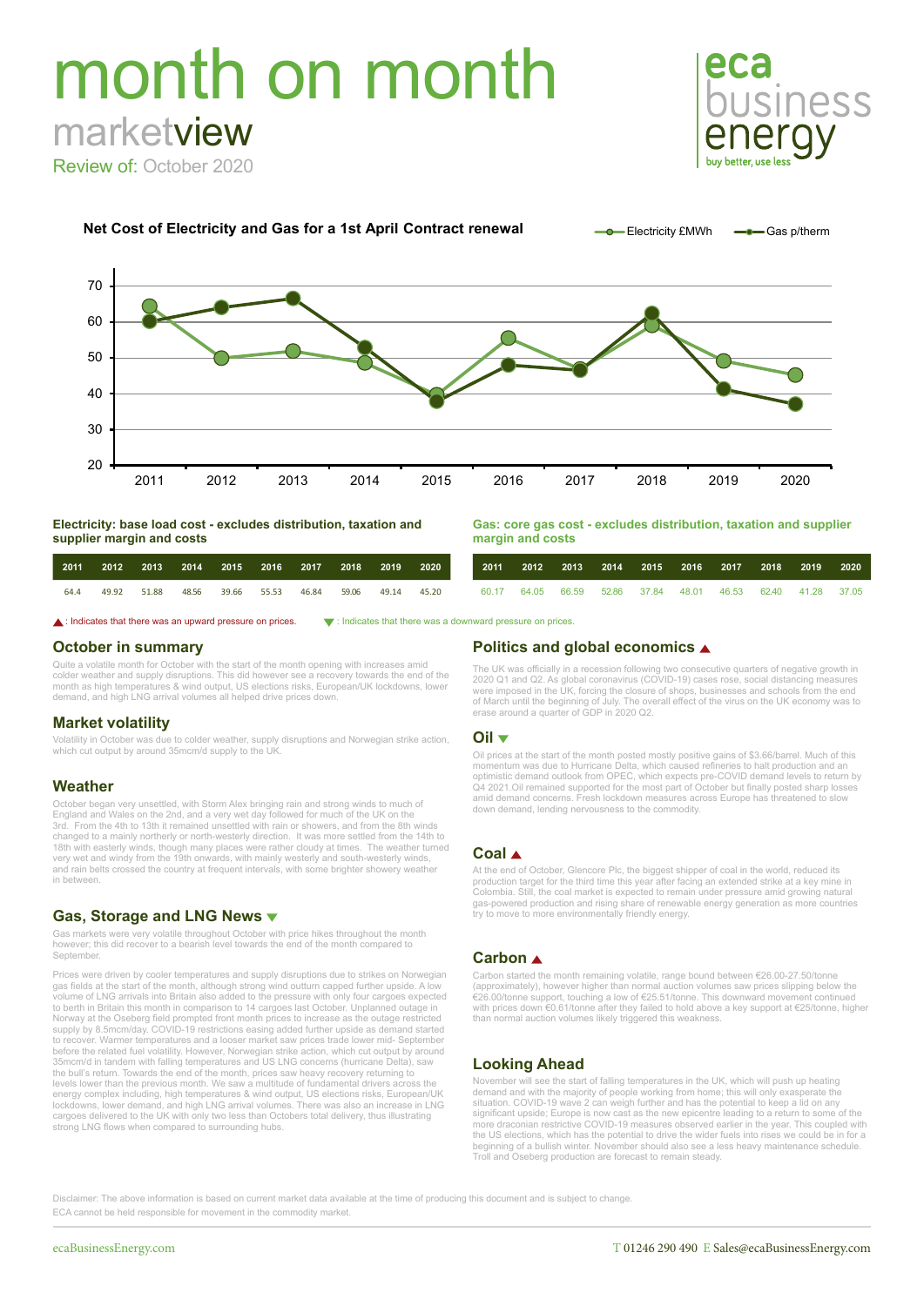# month on month

## marketview

Review of: October 2020

eca business energy — buy better, use less

### Net Cost of Electricity and Gas for a 1st April Contract renewal

Electricity £MWh — Gas p/therm

**Electricity: base load cost - excludes distribution, taxation and supplier margin and costs**

| 2011 | 2012 | 2013 | 2014 | 2015 | 2016 | 2017 | 2018 | 2019 | 2020 |
|---|---|---|---|---|---|---|---|---|---|
| 64.4 | 49.92 | 51.88 | 48.56 | 39.66 | 55.53 | 46.84 | 59.06 | 49.14 | 45.20 |

**Gas: core gas cost - excludes distribution, taxation and supplier margin and costs**

| 2011 | 2012 | 2013 | 2014 | 2015 | 2016 | 2017 | 2018 | 2019 | 2020 |
|---|---|---|---|---|---|---|---|---|---|
| 60.17 | 64.05 | 66.59 | 52.86 | 37.84 | 48.01 | 46.53 | 62.40 | 41.28 | 37.05 |

▲ : Indicates that there was an upward pressure on prices. ▼ : Indicates that there was a downward pressure on prices.

## October in summary

Quite a volatile month for October with the start of the month opening with increases amid colder weather and supply disruptions. This did however see a recovery towards the end of the month as high temperatures & wind output, US elections risks, European/UK lockdowns, lower demand, and high LNG arrival volumes all helped drive prices down.

## Market volatility

Volatility in October was due to colder weather, supply disruptions and Norwegian strike action, which cut output by around 35mcm/d supply to the UK.

## Weather

October began very unsettled, with Storm Alex bringing rain and strong winds to much of England and Wales on the 2nd, and a very wet day followed for much of the UK on the 3rd. From the 4th to 13th it remained unsettled with rain or showers, and from the 8th winds changed to a mainly northerly or north-westerly direction. It was more settled from the 14th to 18th with easterly winds, though many places were rather cloudy at times. The weather turned very wet and windy from the 19th onwards, with mainly westerly and south-westerly winds, and rain belts crossed the country at frequent intervals, with some brighter showery weather in between.

## Gas, Storage and LNG News ▼

Gas markets were very volatile throughout October with price hikes throughout the month however; this did recover to a bearish level towards the end of the month compared to September.

Prices were driven by cooler temperatures and supply disruptions due to strikes on Norwegian gas fields at the start of the month, although strong wind outturn capped further upside. A low volume of LNG arrivals into Britain also added to the pressure with only four cargoes expected to berth in Britain this month in comparison to 14 cargoes last October. Unplanned outage in Norway at the Oseberg field prompted front month prices to increase as the outage restricted supply by 8.5mcm/day. COVID-19 restrictions easing added further upside as demand started to recover. Warmer temperatures and a looser market saw prices trade lower mid- September before the related fuel volatility. However, Norwegian strike action, which cut output by around 35mcm/d in tandem with falling temperatures and US LNG concerns (hurricane Delta), saw the bull's return. Towards the end of the month, prices saw heavy recovery returning to levels lower than the previous month. We saw a multitude of fundamental drivers across the energy complex including, high temperatures & wind output, US elections risks, European/UK lockdowns, lower demand, and high LNG arrival volumes. There was also an increase in LNG cargoes delivered to the UK with only two less than Octobers total delivery, thus illustrating strong LNG flows when compared to surrounding hubs.

## Politics and global economics ▲

The UK was officially in a recession following two consecutive quarters of negative growth in 2020 Q1 and Q2. As global coronavirus (COVID-19) cases rose, social distancing measures were imposed in the UK, forcing the closure of shops, businesses and schools from the end of March until the beginning of July. The overall effect of the virus on the UK economy was to erase around a quarter of GDP in 2020 Q2.

## Oil ▼

Oil prices at the start of the month posted mostly positive gains of $3.66/barrel. Much of this momentum was due to Hurricane Delta, which caused refineries to halt production and an optimistic demand outlook from OPEC, which expects pre-COVID demand levels to return by Q4 2021.Oil remained supported for the most part of October but finally posted sharp losses amid demand concerns. Fresh lockdown measures across Europe has threatened to slow down demand, lending nervousness to the commodity.

## Coal ▲

At the end of October, Glencore Plc, the biggest shipper of coal in the world, reduced its production target for the third time this year after facing an extended strike at a key mine in Colombia. Still, the coal market is expected to remain under pressure amid growing natural gas-powered production and rising share of renewable energy generation as more countries try to move to more environmentally friendly energy.

## Carbon ▲

Carbon started the month remaining volatile, range bound between €26.00-27.50/tonne (approximately), however higher than normal auction volumes saw prices slipping below the €26.00/tonne support, touching a low of €25.51/tonne. This downward movement continued with prices down €0.61/tonne after they failed to hold above a key support at €25/tonne, higher than normal auction volumes likely triggered this weakness.

## Looking Ahead

November will see the start of falling temperatures in the UK, which will push up heating demand and with the majority of people working from home; this will only exasperate the situation. COVID-19 wave 2 can weigh further and has the potential to keep a lid on any significant upside; Europe is now cast as the new epicentre leading to a return to some of the more draconian restrictive COVID-19 measures observed earlier in the year. This coupled with the US elections, which has the potential to drive the wider fuels into rises we could be in for a beginning of a bullish winter. November should also see a less heavy maintenance schedule. Troll and Oseberg production are forecast to remain steady.

Disclaimer: The above information is based on current market data available at the time of producing this document and is subject to change. ECA cannot be held responsible for movement in the commodity market.

ecaBusinessEnergy.com — T 01246 290 490 E Sales@ecaBusinessEnergy.com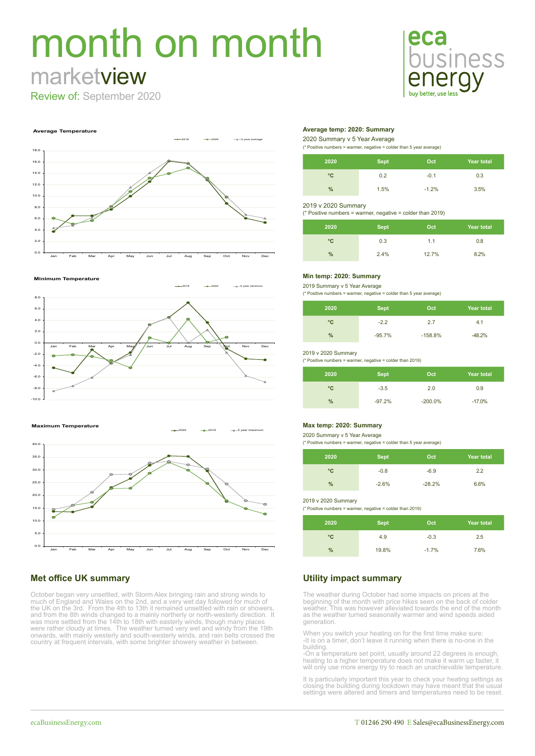# month on month

marketview

Review of: September 2020

eca business energy
buy better, use less

**Average Temperature**

2019 — 2020 — 5 year average

18.0
16.0
14.0
12.0
10.0
8.0
6.0
4.0
2.0
0.0

Jan Feb Mar Apr May Jun Jul Aug Sep Oct Nov Dec

**Minimum Temperature**

2019 — 2020 — 5 year minimum

8.0
6.0
4.0
2.0
0.0
-2.0
-4.0
-6.0
-8.0
-10.0

Jan Feb Mar Apr May Jun Jul Aug Sep Oct Nov Dec

**Maximum Temperature**

2020 — 2019 — 5 year maximum

40.0
35.0
30.0
25.0
20.0
15.0
10.0
5.0
0.0

Jan Feb Mar Apr May Jun Jul Aug Sep Oct Nov Dec

### Average temp: 2020: Summary

2020 Summary v 5 Year Average
(* Positive numbers = warmer, negative = colder than 5 year average)

| 2020 | Sept | Oct | Year total |
|---|---|---|---|
| °C | 0.2 | -0.1 | 0.3 |
| % | 1.5% | -1.2% | 3.5% |

2019 v 2020 Summary
(* Positive numbers = warmer, negative = colder than 2019)

| 2020 | Sept | Oct | Year total |
|---|---|---|---|
| °C | 0.3 | 1.1 | 0.8 |
| % | 2.4% | 12.7% | 8.2% |

### Min temp: 2020: Summary

2019 Summary v 5 Year Average
(* Positive numbers = warmer, negative = colder than 5 year average)

| 2020 | Sept | Oct | Year total |
|---|---|---|---|
| °C | -2.2 | 2.7 | 4.1 |
| % | -95.7% | -158.8% | -48.2% |

2019 v 2020 Summary
(* Positive numbers = warmer, negative = colder than 2019)

| 2020 | Sept | Oct | Year total |
|---|---|---|---|
| °C | -3.5 | 2.0 | 0.9 |
| % | -97.2% | -200.0% | -17.0% |

### Max temp: 2020: Summary

2020 Summary v 5 Year Average
(* Positive numbers = warmer, negative = colder than 5 year average)

| 2020 | Sept | Oct | Year total |
|---|---|---|---|
| °C | -0.8 | -6.9 | 2.2 |
| % | -2.6% | -28.2% | 6.6% |

2019 v 2020 Summary
(* Positive numbers = warmer, negative = colder than 2019)

| 2020 | Sept | Oct | Year total |
|---|---|---|---|
| °C | 4.9 | -0.3 | 2.5 |
| % | 19.8% | -1.7% | 7.6% |

## Met office UK summary

October began very unsettled, with Storm Alex bringing rain and strong winds to much of England and Wales on the 2nd, and a very wet day followed for much of the UK on the 3rd. From the 4th to 13th it remained unsettled with rain or showers, and from the 8th winds changed to a mainly northerly or north-westerly direction. It was more settled from the 14th to 18th with easterly winds, though many places were rather cloudy at times. The weather turned very wet and windy from the 19th onwards, with mainly westerly and south-westerly winds, and rain belts crossed the country at frequent intervals, with some brighter showery weather in between.

## Utility impact summary

The weather during October had some impacts on prices at the beginning of the month with price hikes seen on the back of colder weather. This was however alleviated towards the end of the month as the weather turned seasonally warmer and wind speeds aided generation.

When you switch your heating on for the first time make sure:
-It is on a timer, don't leave it running when there is no-one in the building.
-On a temperature set point, usually around 22 degrees is enough, heating to a higher temperature does not make it warm up faster, it will only use more energy try to reach an unachievable temperature.

It is particularly important this year to check your heating settings as closing the building during lockdown may have meant that the usual settings were altered and timers and temperatures need to be reset.

ecaBusinessEnergy.com

T 01246 290 490 E Sales@ecaBusinessEnergy.com